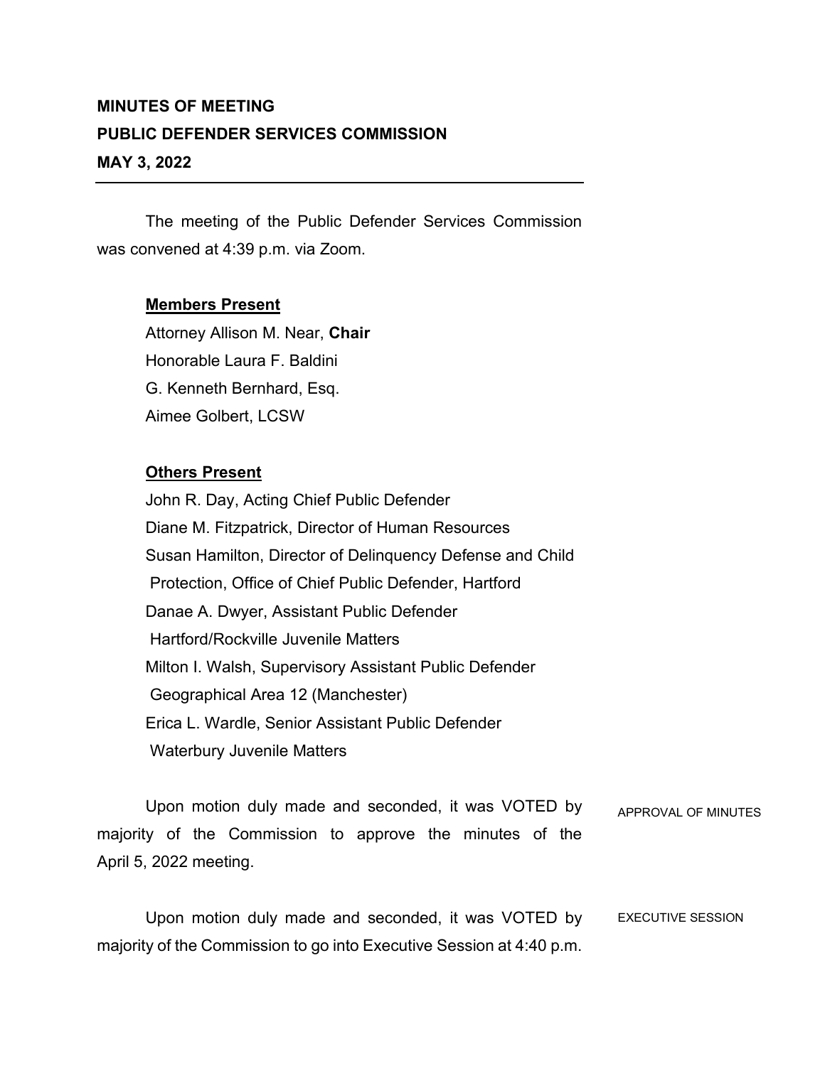**MINUTES OF MEETING**

**PUBLIC DEFENDER SERVICES COMMISSION**

**MAY 3, 2022**

---

The meeting of the Public Defender Services Commission was convened at 4:39 p.m. via Zoom.

**Members Present**

Attorney Allison M. Near, **Chair**
Honorable Laura F. Baldini
G. Kenneth Bernhard, Esq.
Aimee Golbert, LCSW

**Others Present**

John R. Day, Acting Chief Public Defender
Diane M. Fitzpatrick, Director of Human Resources
Susan Hamilton, Director of Delinquency Defense and Child Protection, Office of Chief Public Defender, Hartford
Danae A. Dwyer, Assistant Public Defender Hartford/Rockville Juvenile Matters
Milton I. Walsh, Supervisory Assistant Public Defender Geographical Area 12 (Manchester)
Erica L. Wardle, Senior Assistant Public Defender Waterbury Juvenile Matters

APPROVAL OF MINUTES

Upon motion duly made and seconded, it was VOTED by majority of the Commission to approve the minutes of the April 5, 2022 meeting.

EXECUTIVE SESSION

Upon motion duly made and seconded, it was VOTED by majority of the Commission to go into Executive Session at 4:40 p.m.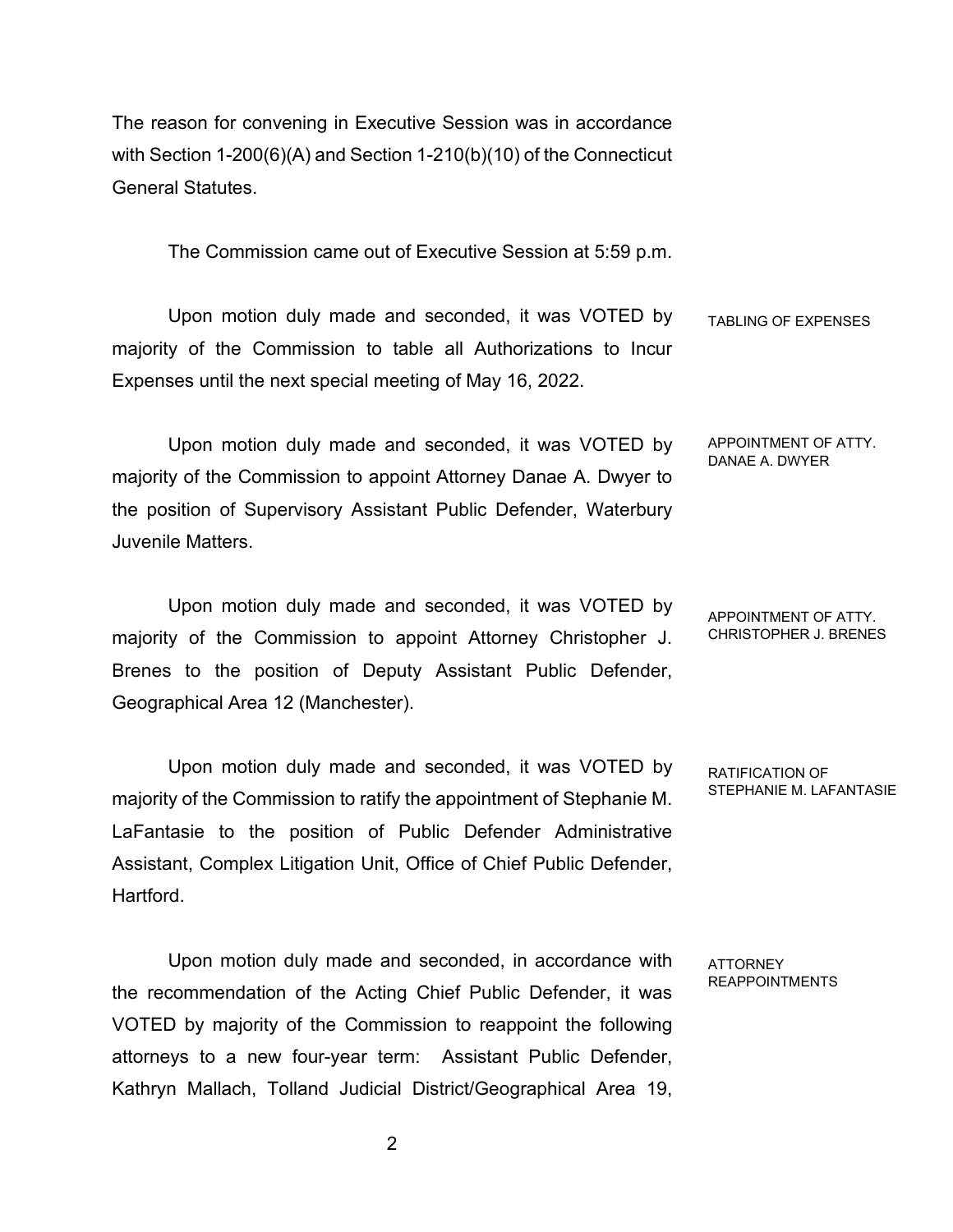The reason for convening in Executive Session was in accordance with Section 1-200(6)(A) and Section 1-210(b)(10) of the Connecticut General Statutes.

The Commission came out of Executive Session at 5:59 p.m.

TABLING OF EXPENSES

Upon motion duly made and seconded, it was VOTED by majority of the Commission to table all Authorizations to Incur Expenses until the next special meeting of May 16, 2022.

APPOINTMENT OF ATTY. DANAE A. DWYER

Upon motion duly made and seconded, it was VOTED by majority of the Commission to appoint Attorney Danae A. Dwyer to the position of Supervisory Assistant Public Defender, Waterbury Juvenile Matters.

APPOINTMENT OF ATTY. CHRISTOPHER J. BRENES

Upon motion duly made and seconded, it was VOTED by majority of the Commission to appoint Attorney Christopher J. Brenes to the position of Deputy Assistant Public Defender, Geographical Area 12 (Manchester).

RATIFICATION OF STEPHANIE M. LAFANTASIE

Upon motion duly made and seconded, it was VOTED by majority of the Commission to ratify the appointment of Stephanie M. LaFantasie to the position of Public Defender Administrative Assistant, Complex Litigation Unit, Office of Chief Public Defender, Hartford.

ATTORNEY REAPPOINTMENTS

Upon motion duly made and seconded, in accordance with the recommendation of the Acting Chief Public Defender, it was VOTED by majority of the Commission to reappoint the following attorneys to a new four-year term: Assistant Public Defender, Kathryn Mallach, Tolland Judicial District/Geographical Area 19,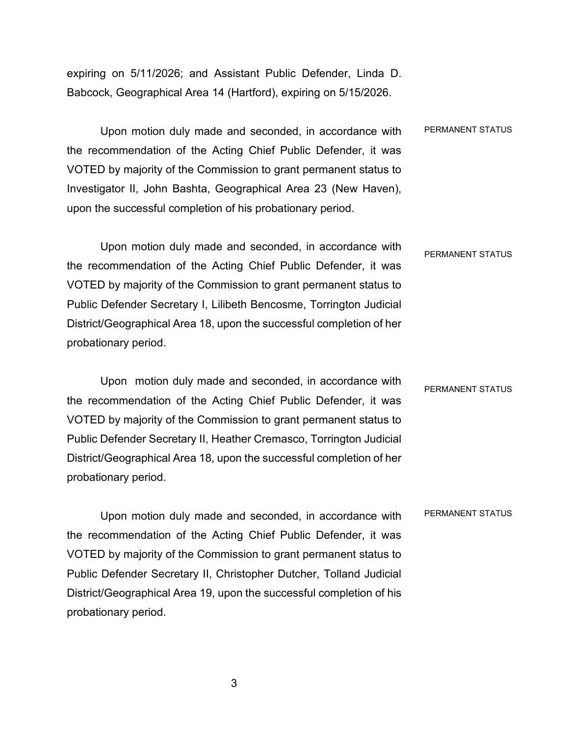expiring on 5/11/2026; and Assistant Public Defender, Linda D. Babcock, Geographical Area 14 (Hartford), expiring on 5/15/2026.

PERMANENT STATUS

Upon motion duly made and seconded, in accordance with the recommendation of the Acting Chief Public Defender, it was VOTED by majority of the Commission to grant permanent status to Investigator II, John Bashta, Geographical Area 23 (New Haven), upon the successful completion of his probationary period.

PERMANENT STATUS

Upon motion duly made and seconded, in accordance with the recommendation of the Acting Chief Public Defender, it was VOTED by majority of the Commission to grant permanent status to Public Defender Secretary I, Lilibeth Bencosme, Torrington Judicial District/Geographical Area 18, upon the successful completion of her probationary period.

PERMANENT STATUS

Upon motion duly made and seconded, in accordance with the recommendation of the Acting Chief Public Defender, it was VOTED by majority of the Commission to grant permanent status to Public Defender Secretary II, Heather Cremasco, Torrington Judicial District/Geographical Area 18, upon the successful completion of her probationary period.

PERMANENT STATUS

Upon motion duly made and seconded, in accordance with the recommendation of the Acting Chief Public Defender, it was VOTED by majority of the Commission to grant permanent status to Public Defender Secretary II, Christopher Dutcher, Tolland Judicial District/Geographical Area 19, upon the successful completion of his probationary period.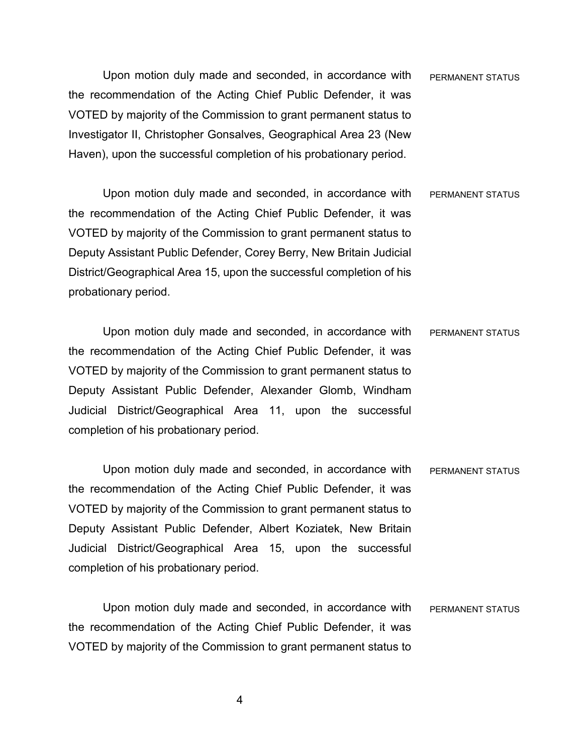Upon motion duly made and seconded, in accordance with the recommendation of the Acting Chief Public Defender, it was VOTED by majority of the Commission to grant permanent status to Investigator II, Christopher Gonsalves, Geographical Area 23 (New Haven), upon the successful completion of his probationary period.

PERMANENT STATUS

Upon motion duly made and seconded, in accordance with the recommendation of the Acting Chief Public Defender, it was VOTED by majority of the Commission to grant permanent status to Deputy Assistant Public Defender, Corey Berry, New Britain Judicial District/Geographical Area 15, upon the successful completion of his probationary period.

PERMANENT STATUS

Upon motion duly made and seconded, in accordance with the recommendation of the Acting Chief Public Defender, it was VOTED by majority of the Commission to grant permanent status to Deputy Assistant Public Defender, Alexander Glomb, Windham Judicial District/Geographical Area 11, upon the successful completion of his probationary period.

PERMANENT STATUS

Upon motion duly made and seconded, in accordance with the recommendation of the Acting Chief Public Defender, it was VOTED by majority of the Commission to grant permanent status to Deputy Assistant Public Defender, Albert Koziatek, New Britain Judicial District/Geographical Area 15, upon the successful completion of his probationary period.

PERMANENT STATUS

Upon motion duly made and seconded, in accordance with the recommendation of the Acting Chief Public Defender, it was VOTED by majority of the Commission to grant permanent status to

PERMANENT STATUS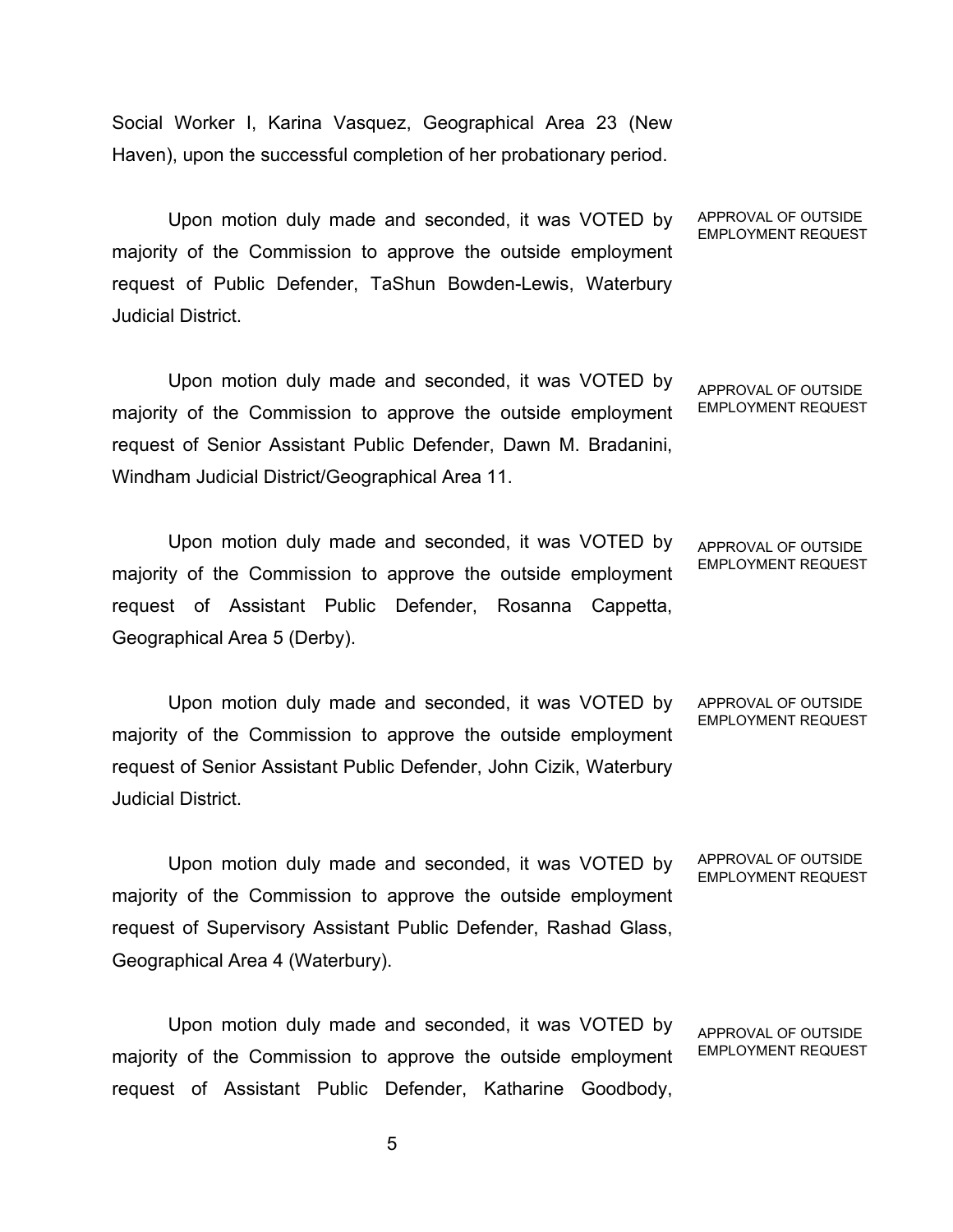Social Worker I, Karina Vasquez, Geographical Area 23 (New Haven), upon the successful completion of her probationary period.

APPROVAL OF OUTSIDE EMPLOYMENT REQUEST

Upon motion duly made and seconded, it was VOTED by majority of the Commission to approve the outside employment request of Public Defender, TaShun Bowden-Lewis, Waterbury Judicial District.

APPROVAL OF OUTSIDE EMPLOYMENT REQUEST

Upon motion duly made and seconded, it was VOTED by majority of the Commission to approve the outside employment request of Senior Assistant Public Defender, Dawn M. Bradanini, Windham Judicial District/Geographical Area 11.

APPROVAL OF OUTSIDE EMPLOYMENT REQUEST

Upon motion duly made and seconded, it was VOTED by majority of the Commission to approve the outside employment request of Assistant Public Defender, Rosanna Cappetta, Geographical Area 5 (Derby).

APPROVAL OF OUTSIDE EMPLOYMENT REQUEST

Upon motion duly made and seconded, it was VOTED by majority of the Commission to approve the outside employment request of Senior Assistant Public Defender, John Cizik, Waterbury Judicial District.

APPROVAL OF OUTSIDE EMPLOYMENT REQUEST

Upon motion duly made and seconded, it was VOTED by majority of the Commission to approve the outside employment request of Supervisory Assistant Public Defender, Rashad Glass, Geographical Area 4 (Waterbury).

APPROVAL OF OUTSIDE EMPLOYMENT REQUEST

Upon motion duly made and seconded, it was VOTED by majority of the Commission to approve the outside employment request of Assistant Public Defender, Katharine Goodbody,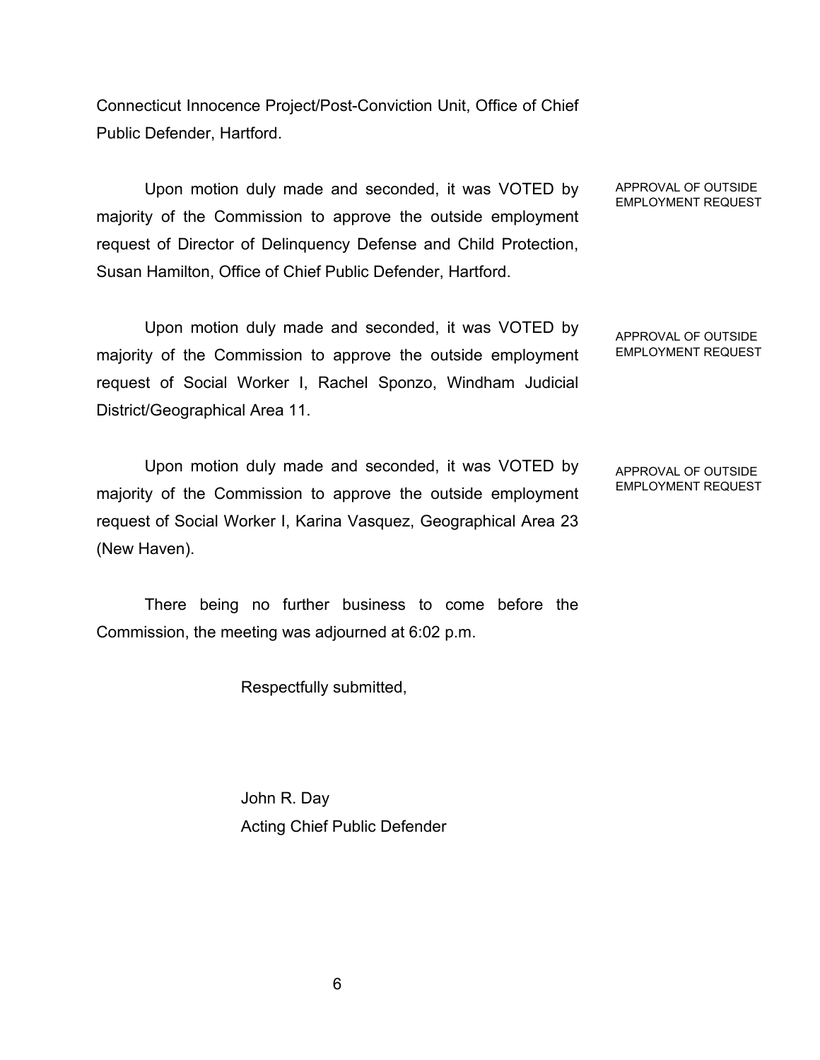Connecticut Innocence Project/Post-Conviction Unit, Office of Chief Public Defender, Hartford.

APPROVAL OF OUTSIDE EMPLOYMENT REQUEST

Upon motion duly made and seconded, it was VOTED by majority of the Commission to approve the outside employment request of Director of Delinquency Defense and Child Protection, Susan Hamilton, Office of Chief Public Defender, Hartford.

APPROVAL OF OUTSIDE EMPLOYMENT REQUEST

Upon motion duly made and seconded, it was VOTED by majority of the Commission to approve the outside employment request of Social Worker I, Rachel Sponzo, Windham Judicial District/Geographical Area 11.

APPROVAL OF OUTSIDE EMPLOYMENT REQUEST

Upon motion duly made and seconded, it was VOTED by majority of the Commission to approve the outside employment request of Social Worker I, Karina Vasquez, Geographical Area 23 (New Haven).

There being no further business to come before the Commission, the meeting was adjourned at 6:02 p.m.

Respectfully submitted,

John R. Day
Acting Chief Public Defender